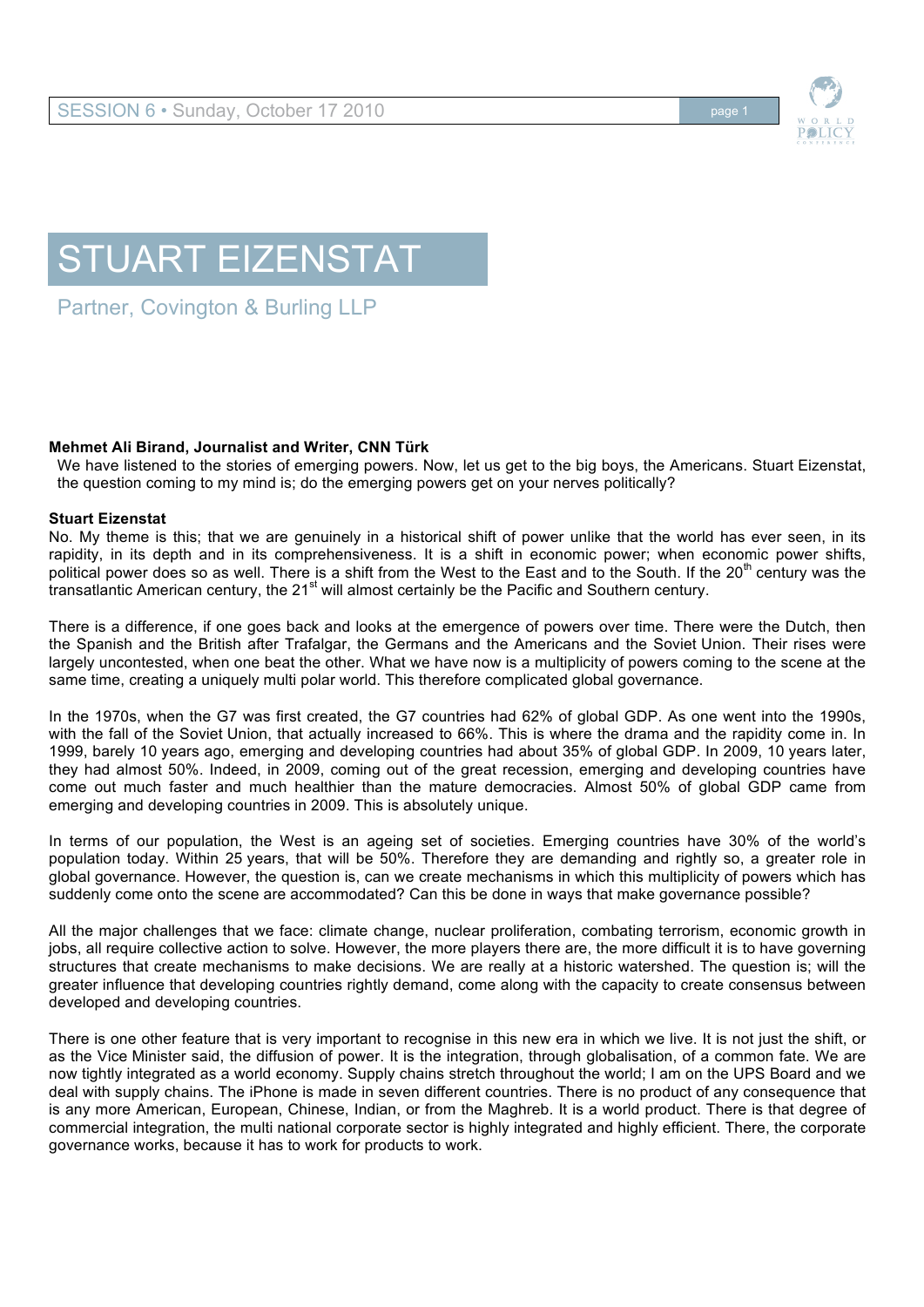# STUART EIZENSTAT

Partner, Covington & Burling LLP

**Mehmet Ali Birand, Journalist and Writer, CNN Türk**

We have listened to the stories of emerging powers. Now, let us get to the big boys, the Americans. Stuart Eizenstat, the question coming to my mind is; do the emerging powers get on your nerves politically?

**Stuart Eizenstat**

No. My theme is this; that we are genuinely in a historical shift of power unlike that the world has ever seen, in its rapidity, in its depth and in its comprehensiveness. It is a shift in economic power; when economic power shifts, political power does so as well. There is a shift from the West to the East and to the South. If the 20th century was the transatlantic American century, the 21st will almost certainly be the Pacific and Southern century.

There is a difference, if one goes back and looks at the emergence of powers over time. There were the Dutch, then the Spanish and the British after Trafalgar, the Germans and the Americans and the Soviet Union. Their rises were largely uncontested, when one beat the other. What we have now is a multiplicity of powers coming to the scene at the same time, creating a uniquely multi polar world. This therefore complicated global governance.

In the 1970s, when the G7 was first created, the G7 countries had 62% of global GDP. As one went into the 1990s, with the fall of the Soviet Union, that actually increased to 66%. This is where the drama and the rapidity come in. In 1999, barely 10 years ago, emerging and developing countries had about 35% of global GDP. In 2009, 10 years later, they had almost 50%. Indeed, in 2009, coming out of the great recession, emerging and developing countries have come out much faster and much healthier than the mature democracies. Almost 50% of global GDP came from emerging and developing countries in 2009. This is absolutely unique.

In terms of our population, the West is an ageing set of societies. Emerging countries have 30% of the world's population today. Within 25 years, that will be 50%. Therefore they are demanding and rightly so, a greater role in global governance. However, the question is, can we create mechanisms in which this multiplicity of powers which has suddenly come onto the scene are accommodated? Can this be done in ways that make governance possible?

All the major challenges that we face: climate change, nuclear proliferation, combating terrorism, economic growth in jobs, all require collective action to solve. However, the more players there are, the more difficult it is to have governing structures that create mechanisms to make decisions. We are really at a historic watershed. The question is; will the greater influence that developing countries rightly demand, come along with the capacity to create consensus between developed and developing countries.

There is one other feature that is very important to recognise in this new era in which we live. It is not just the shift, or as the Vice Minister said, the diffusion of power. It is the integration, through globalisation, of a common fate. We are now tightly integrated as a world economy. Supply chains stretch throughout the world; I am on the UPS Board and we deal with supply chains. The iPhone is made in seven different countries. There is no product of any consequence that is any more American, European, Chinese, Indian, or from the Maghreb. It is a world product. There is that degree of commercial integration, the multi national corporate sector is highly integrated and highly efficient. There, the corporate governance works, because it has to work for products to work.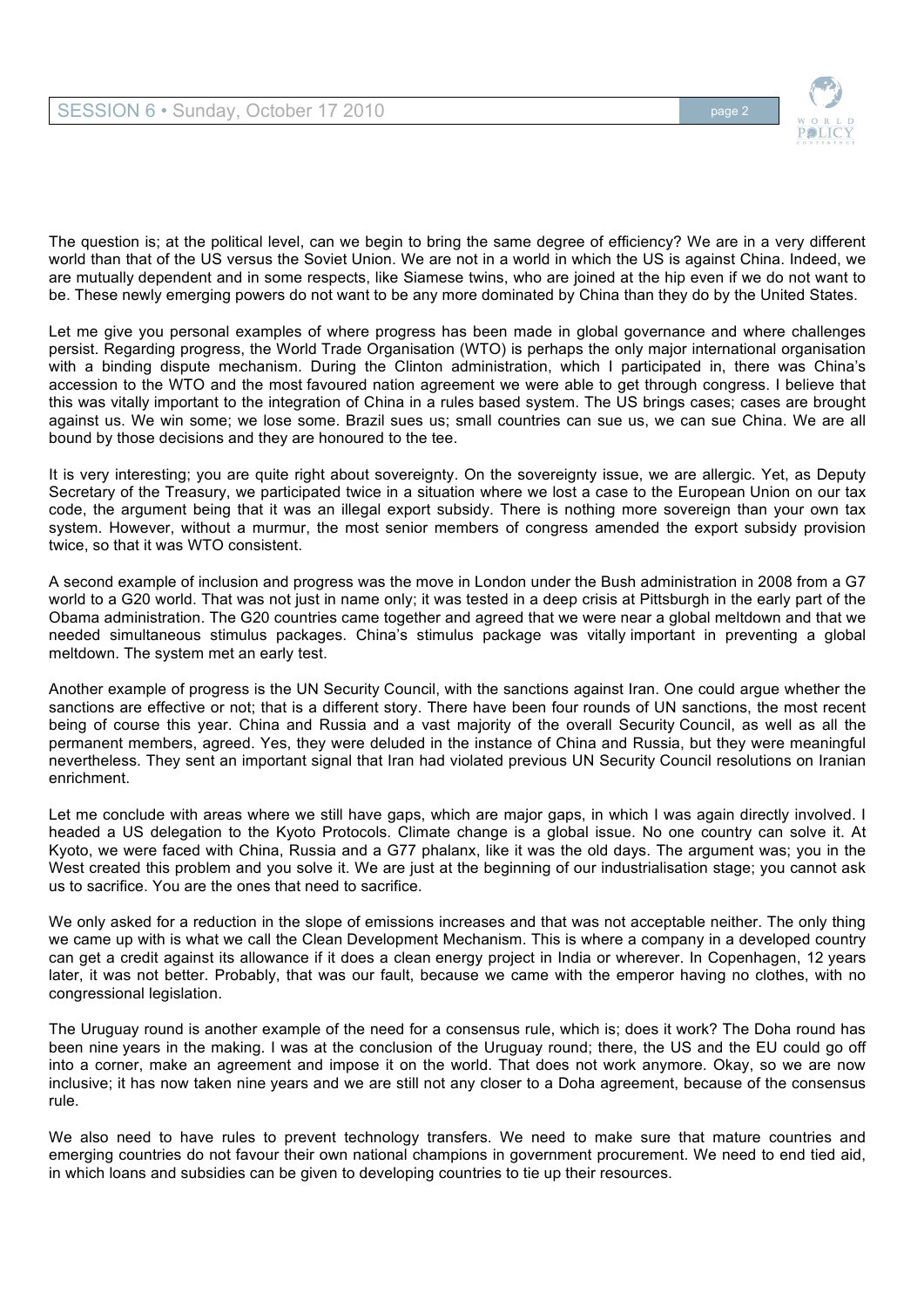The question is; at the political level, can we begin to bring the same degree of efficiency? We are in a very different world than that of the US versus the Soviet Union. We are not in a world in which the US is against China. Indeed, we are mutually dependent and in some respects, like Siamese twins, who are joined at the hip even if we do not want to be. These newly emerging powers do not want to be any more dominated by China than they do by the United States.

Let me give you personal examples of where progress has been made in global governance and where challenges persist. Regarding progress, the World Trade Organisation (WTO) is perhaps the only major international organisation with a binding dispute mechanism. During the Clinton administration, which I participated in, there was China's accession to the WTO and the most favoured nation agreement we were able to get through congress. I believe that this was vitally important to the integration of China in a rules based system. The US brings cases; cases are brought against us. We win some; we lose some. Brazil sues us; small countries can sue us, we can sue China. We are all bound by those decisions and they are honoured to the tee.

It is very interesting; you are quite right about sovereignty. On the sovereignty issue, we are allergic. Yet, as Deputy Secretary of the Treasury, we participated twice in a situation where we lost a case to the European Union on our tax code, the argument being that it was an illegal export subsidy. There is nothing more sovereign than your own tax system. However, without a murmur, the most senior members of congress amended the export subsidy provision twice, so that it was WTO consistent.

A second example of inclusion and progress was the move in London under the Bush administration in 2008 from a G7 world to a G20 world. That was not just in name only; it was tested in a deep crisis at Pittsburgh in the early part of the Obama administration. The G20 countries came together and agreed that we were near a global meltdown and that we needed simultaneous stimulus packages. China's stimulus package was vitally important in preventing a global meltdown. The system met an early test.

Another example of progress is the UN Security Council, with the sanctions against Iran. One could argue whether the sanctions are effective or not; that is a different story. There have been four rounds of UN sanctions, the most recent being of course this year. China and Russia and a vast majority of the overall Security Council, as well as all the permanent members, agreed. Yes, they were deluded in the instance of China and Russia, but they were meaningful nevertheless. They sent an important signal that Iran had violated previous UN Security Council resolutions on Iranian enrichment.

Let me conclude with areas where we still have gaps, which are major gaps, in which I was again directly involved. I headed a US delegation to the Kyoto Protocols. Climate change is a global issue. No one country can solve it. At Kyoto, we were faced with China, Russia and a G77 phalanx, like it was the old days. The argument was; you in the West created this problem and you solve it. We are just at the beginning of our industrialisation stage; you cannot ask us to sacrifice. You are the ones that need to sacrifice.

We only asked for a reduction in the slope of emissions increases and that was not acceptable neither. The only thing we came up with is what we call the Clean Development Mechanism. This is where a company in a developed country can get a credit against its allowance if it does a clean energy project in India or wherever. In Copenhagen, 12 years later, it was not better. Probably, that was our fault, because we came with the emperor having no clothes, with no congressional legislation.

The Uruguay round is another example of the need for a consensus rule, which is; does it work? The Doha round has been nine years in the making. I was at the conclusion of the Uruguay round; there, the US and the EU could go off into a corner, make an agreement and impose it on the world. That does not work anymore. Okay, so we are now inclusive; it has now taken nine years and we are still not any closer to a Doha agreement, because of the consensus rule.

We also need to have rules to prevent technology transfers. We need to make sure that mature countries and emerging countries do not favour their own national champions in government procurement. We need to end tied aid, in which loans and subsidies can be given to developing countries to tie up their resources.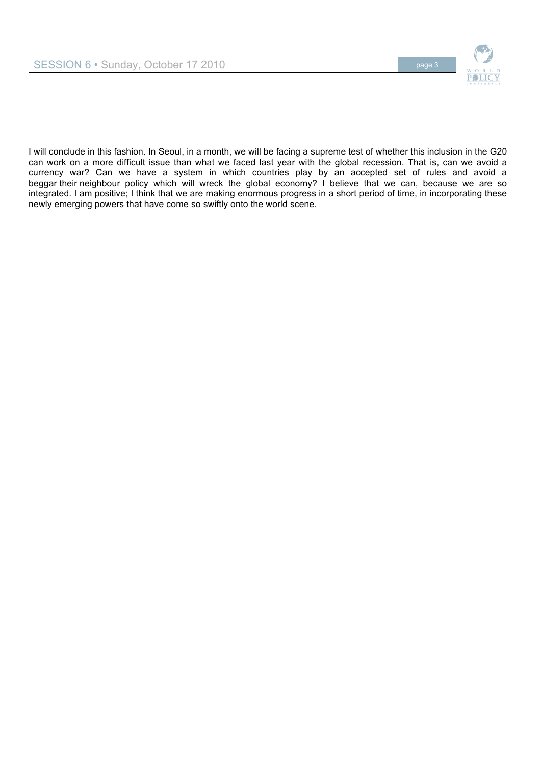I will conclude in this fashion. In Seoul, in a month, we will be facing a supreme test of whether this inclusion in the G20 can work on a more difficult issue than what we faced last year with the global recession. That is, can we avoid a currency war? Can we have a system in which countries play by an accepted set of rules and avoid a beggar their neighbour policy which will wreck the global economy? I believe that we can, because we are so integrated. I am positive; I think that we are making enormous progress in a short period of time, in incorporating these newly emerging powers that have come so swiftly onto the world scene.